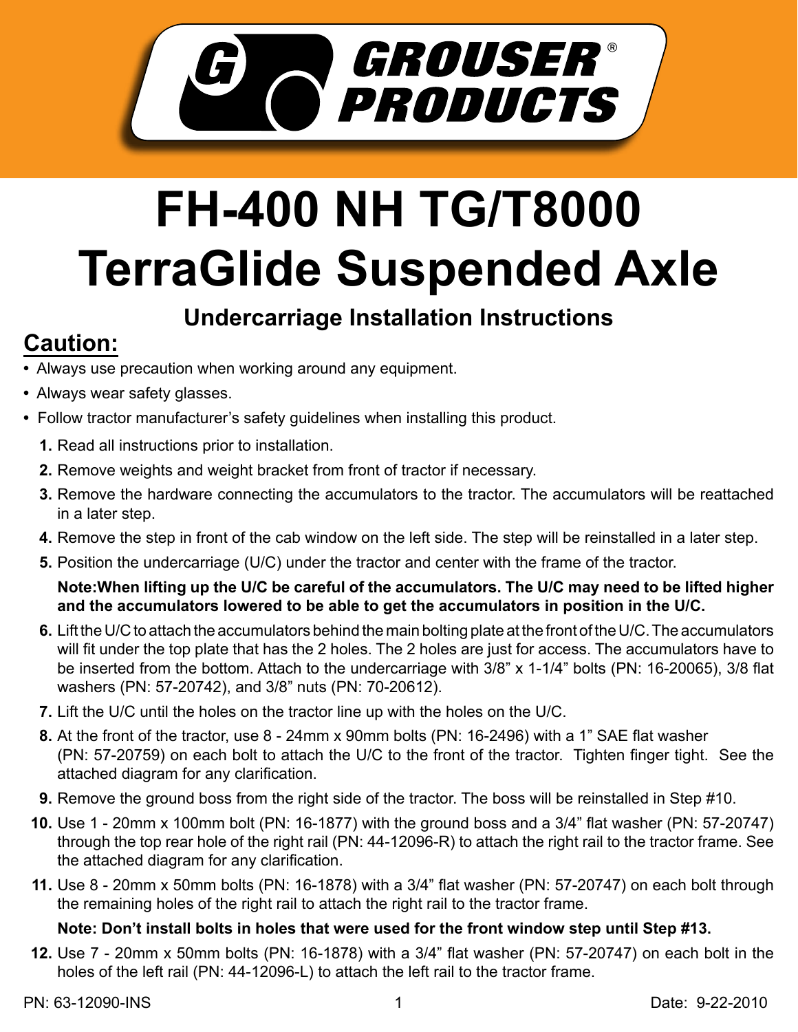**GROUSER® PRODUCTS**

# FH-400 NH TG/T8000 TerraGlide Suspended Axle

### Undercarriage Installation Instructions

## Caution:

- Always use precaution when working around any equipment.
- Always wear safety glasses.
- Follow tractor manufacturer's safety guidelines when installing this product.

1. Read all instructions prior to installation.
2. Remove weights and weight bracket from front of tractor if necessary.
3. Remove the hardware connecting the accumulators to the tractor. The accumulators will be reattached in a later step.
4. Remove the step in front of the cab window on the left side. The step will be reinstalled in a later step.
5. Position the undercarriage (U/C) under the tractor and center with the frame of the tractor.

   **Note:When lifting up the U/C be careful of the accumulators. The U/C may need to be lifted higher and the accumulators lowered to be able to get the accumulators in position in the U/C.**

6. Lift the U/C to attach the accumulators behind the main bolting plate at the front of the U/C. The accumulators will fit under the top plate that has the 2 holes. The 2 holes are just for access. The accumulators have to be inserted from the bottom. Attach to the undercarriage with 3/8" x 1-1/4" bolts (PN: 16-20065), 3/8 flat washers (PN: 57-20742), and 3/8" nuts (PN: 70-20612).
7. Lift the U/C until the holes on the tractor line up with the holes on the U/C.
8. At the front of the tractor, use 8 - 24mm x 90mm bolts (PN: 16-2496) with a 1" SAE flat washer (PN: 57-20759) on each bolt to attach the U/C to the front of the tractor. Tighten finger tight. See the attached diagram for any clarification.
9. Remove the ground boss from the right side of the tractor. The boss will be reinstalled in Step #10.
10. Use 1 - 20mm x 100mm bolt (PN: 16-1877) with the ground boss and a 3/4" flat washer (PN: 57-20747) through the top rear hole of the right rail (PN: 44-12096-R) to attach the right rail to the tractor frame. See the attached diagram for any clarification.
11. Use 8 - 20mm x 50mm bolts (PN: 16-1878) with a 3/4" flat washer (PN: 57-20747) on each bolt through the remaining holes of the right rail to attach the right rail to the tractor frame.

    **Note: Don't install bolts in holes that were used for the front window step until Step #13.**

12. Use 7 - 20mm x 50mm bolts (PN: 16-1878) with a 3/4" flat washer (PN: 57-20747) on each bolt in the holes of the left rail (PN: 44-12096-L) to attach the left rail to the tractor frame.

PN: 63-12090-INS Date: 9-22-2010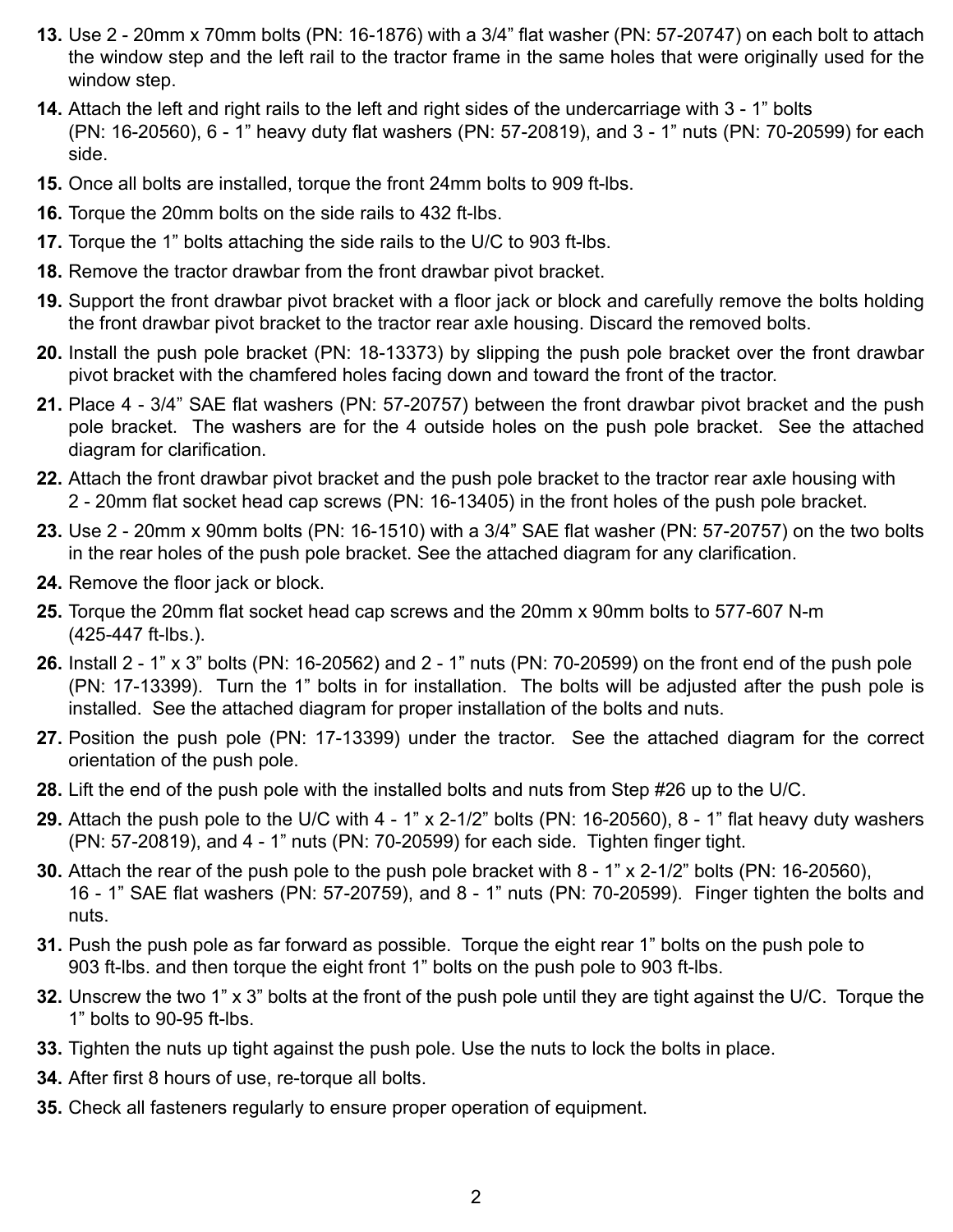13. Use 2 - 20mm x 70mm bolts (PN: 16-1876) with a 3/4” flat washer (PN: 57-20747) on each bolt to attach the window step and the left rail to the tractor frame in the same holes that were originally used for the window step.
14. Attach the left and right rails to the left and right sides of the undercarriage with 3 - 1” bolts (PN: 16-20560), 6 - 1” heavy duty flat washers (PN: 57-20819), and 3 - 1” nuts (PN: 70-20599) for each side.
15. Once all bolts are installed, torque the front 24mm bolts to 909 ft-lbs.
16. Torque the 20mm bolts on the side rails to 432 ft-lbs.
17. Torque the 1” bolts attaching the side rails to the U/C to 903 ft-lbs.
18. Remove the tractor drawbar from the front drawbar pivot bracket.
19. Support the front drawbar pivot bracket with a floor jack or block and carefully remove the bolts holding the front drawbar pivot bracket to the tractor rear axle housing. Discard the removed bolts.
20. Install the push pole bracket (PN: 18-13373) by slipping the push pole bracket over the front drawbar pivot bracket with the chamfered holes facing down and toward the front of the tractor.
21. Place 4 - 3/4” SAE flat washers (PN: 57-20757) between the front drawbar pivot bracket and the push pole bracket. The washers are for the 4 outside holes on the push pole bracket. See the attached diagram for clarification.
22. Attach the front drawbar pivot bracket and the push pole bracket to the tractor rear axle housing with 2 - 20mm flat socket head cap screws (PN: 16-13405) in the front holes of the push pole bracket.
23. Use 2 - 20mm x 90mm bolts (PN: 16-1510) with a 3/4” SAE flat washer (PN: 57-20757) on the two bolts in the rear holes of the push pole bracket. See the attached diagram for any clarification.
24. Remove the floor jack or block.
25. Torque the 20mm flat socket head cap screws and the 20mm x 90mm bolts to 577-607 N-m (425-447 ft-lbs.).
26. Install 2 - 1” x 3” bolts (PN: 16-20562) and 2 - 1” nuts (PN: 70-20599) on the front end of the push pole (PN: 17-13399). Turn the 1” bolts in for installation. The bolts will be adjusted after the push pole is installed. See the attached diagram for proper installation of the bolts and nuts.
27. Position the push pole (PN: 17-13399) under the tractor. See the attached diagram for the correct orientation of the push pole.
28. Lift the end of the push pole with the installed bolts and nuts from Step #26 up to the U/C.
29. Attach the push pole to the U/C with 4 - 1” x 2-1/2” bolts (PN: 16-20560), 8 - 1” flat heavy duty washers (PN: 57-20819), and 4 - 1” nuts (PN: 70-20599) for each side. Tighten finger tight.
30. Attach the rear of the push pole to the push pole bracket with 8 - 1” x 2-1/2” bolts (PN: 16-20560), 16 - 1” SAE flat washers (PN: 57-20759), and 8 - 1” nuts (PN: 70-20599). Finger tighten the bolts and nuts.
31. Push the push pole as far forward as possible. Torque the eight rear 1” bolts on the push pole to 903 ft-lbs. and then torque the eight front 1” bolts on the push pole to 903 ft-lbs.
32. Unscrew the two 1” x 3” bolts at the front of the push pole until they are tight against the U/C. Torque the 1” bolts to 90-95 ft-lbs.
33. Tighten the nuts up tight against the push pole. Use the nuts to lock the bolts in place.
34. After first 8 hours of use, re-torque all bolts.
35. Check all fasteners regularly to ensure proper operation of equipment.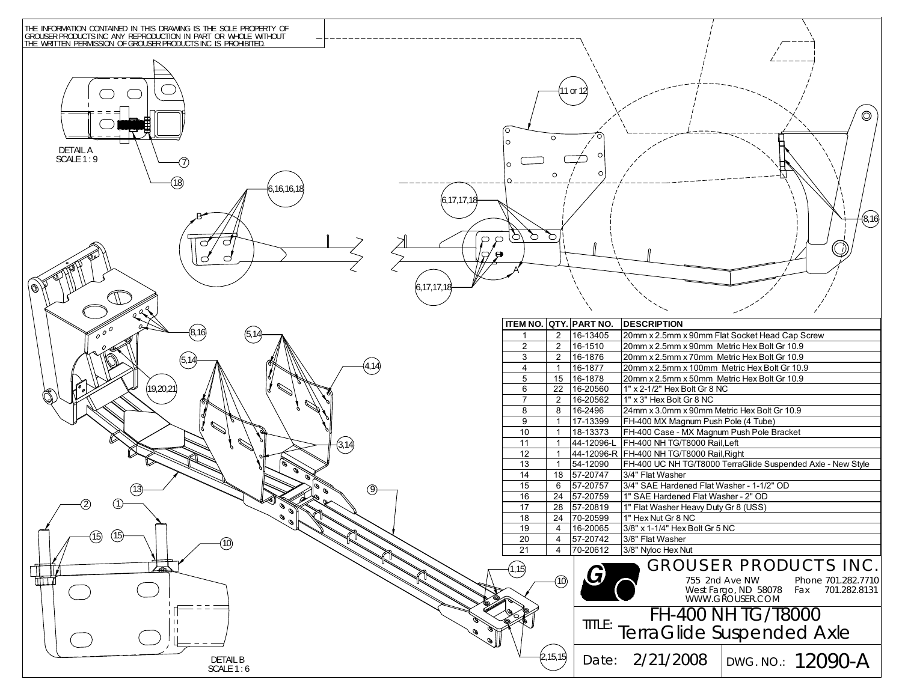THE INFORMATION CONTAINED IN THIS DRAWING IS THE SOLE PROPERTY OF GROUSER PRODUCTS INC ANY REPRODUCTION IN PART OR WHOLE WITHOUT THE WRITTEN PERMISSION OF GROUSER PRODUCTS INC IS PROHIBITED.

DETAIL A
SCALE 1 : 9

7

18

6,16,16,18

B

11 or 12

6,17,17,18

6,17,17,18

A

8,16

8,16

5,14

5,14

4,14

19,20,21

3,14

13

9

2

1

15

15

10

1,15

10

2,15,15

DETAIL B
SCALE 1 : 6

| ITEM NO. | QTY. | PART NO. | DESCRIPTION |
|---|---|---|---|
| 1 | 2 | 16-13405 | 20mm x 2.5mm x 90mm Flat Socket Head Cap Screw |
| 2 | 2 | 16-1510 | 20mm x 2.5mm x 90mm Metric Hex Bolt Gr 10.9 |
| 3 | 2 | 16-1876 | 20mm x 2.5mm x 70mm Metric Hex Bolt Gr 10.9 |
| 4 | 1 | 16-1877 | 20mm x 2.5mm x 100mm Metric Hex Bolt Gr 10.9 |
| 5 | 15 | 16-1878 | 20mm x 2.5mm x 50mm Metric Hex Bolt Gr 10.9 |
| 6 | 22 | 16-20560 | 1" x 2-1/2" Hex Bolt Gr 8 NC |
| 7 | 2 | 16-20562 | 1" x 3" Hex Bolt Gr 8 NC |
| 8 | 8 | 16-2496 | 24mm x 3.0mm x 90mm Metric Hex Bolt Gr 10.9 |
| 9 | 1 | 17-13399 | FH-400 MX Magnum Push Pole (4 Tube) |
| 10 | 1 | 18-13373 | FH-400 Case - MX Magnum Push Pole Bracket |
| 11 | 1 | 44-12096-L | FH-400 NH TG/T8000 Rail,Left |
| 12 | 1 | 44-12096-R | FH-400 NH TG/T8000 Rail,Right |
| 13 | 1 | 54-12090 | FH-400 UC NH TG/T8000 TerraGlide Suspended Axle - New Style |
| 14 | 18 | 57-20747 | 3/4" Flat Washer |
| 15 | 6 | 57-20757 | 3/4" SAE Hardened Flat Washer - 1-1/2" OD |
| 16 | 24 | 57-20759 | 1" SAE Hardened Flat Washer - 2" OD |
| 17 | 28 | 57-20819 | 1" Flat Washer Heavy Duty Gr 8 (USS) |
| 18 | 24 | 70-20599 | 1" Hex Nut Gr 8 NC |
| 19 | 4 | 16-20065 | 3/8" x 1-1/4" Hex Bolt Gr 5 NC |
| 20 | 4 | 57-20742 | 3/8" Flat Washer |
| 21 | 4 | 70-20612 | 3/8" Nyloc Hex Nut |

GROUSER PRODUCTS INC.
755 2nd Ave NW
West Fargo, ND 58078
WWW.GROUSER.COM
Phone 701.282.7710
Fax 701.282.8131

TITLE: FH-400 NH TG/T8000 TerraGlide Suspended Axle

Date: 2/21/2008

DWG. NO.: 12090-A